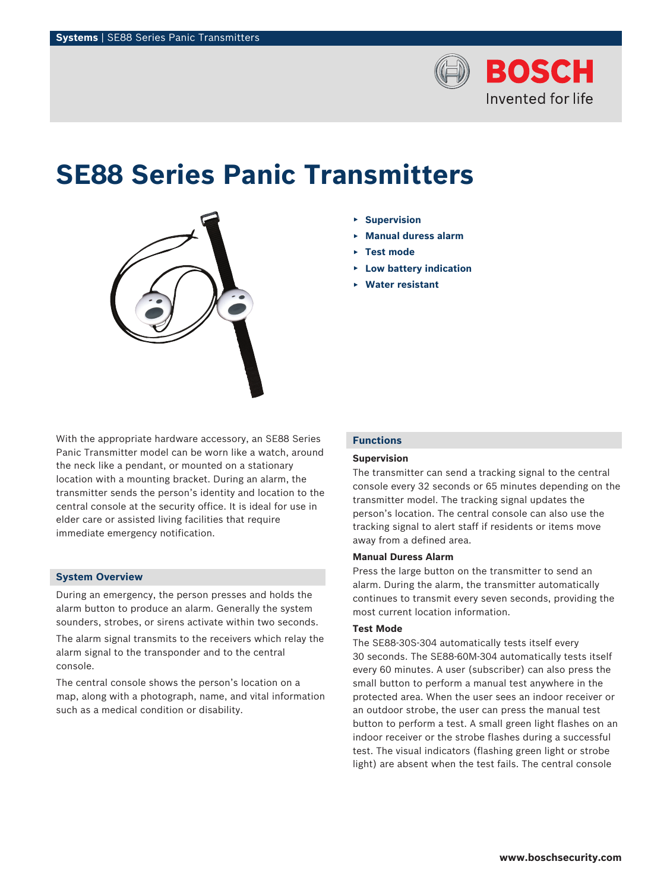# SE88 Series Panic Transmitters

- Supervision
- Manual duress alarm
- Test mode
- Low battery indication
- Water resistant

With the appropriate hardware accessory, an SE88 Series Panic Transmitter model can be worn like a watch, around the neck like a pendant, or mounted on a stationary location with a mounting bracket. During an alarm, the transmitter sends the person's identity and location to the central console at the security office. It is ideal for use in elder care or assisted living facilities that require immediate emergency notification.

## System Overview

During an emergency, the person presses and holds the alarm button to produce an alarm. Generally the system sounders, strobes, or sirens activate within two seconds.

The alarm signal transmits to the receivers which relay the alarm signal to the transponder and to the central console.

The central console shows the person's location on a map, along with a photograph, name, and vital information such as a medical condition or disability.

## Functions

### Supervision

The transmitter can send a tracking signal to the central console every 32 seconds or 65 minutes depending on the transmitter model. The tracking signal updates the person's location. The central console can also use the tracking signal to alert staff if residents or items move away from a defined area.

### Manual Duress Alarm

Press the large button on the transmitter to send an alarm. During the alarm, the transmitter automatically continues to transmit every seven seconds, providing the most current location information.

### Test Mode

The SE88-30S-304 automatically tests itself every 30 seconds. The SE88-60M-304 automatically tests itself every 60 minutes. A user (subscriber) can also press the small button to perform a manual test anywhere in the protected area. When the user sees an indoor receiver or an outdoor strobe, the user can press the manual test button to perform a test. A small green light flashes on an indoor receiver or the strobe flashes during a successful test. The visual indicators (flashing green light or strobe light) are absent when the test fails. The central console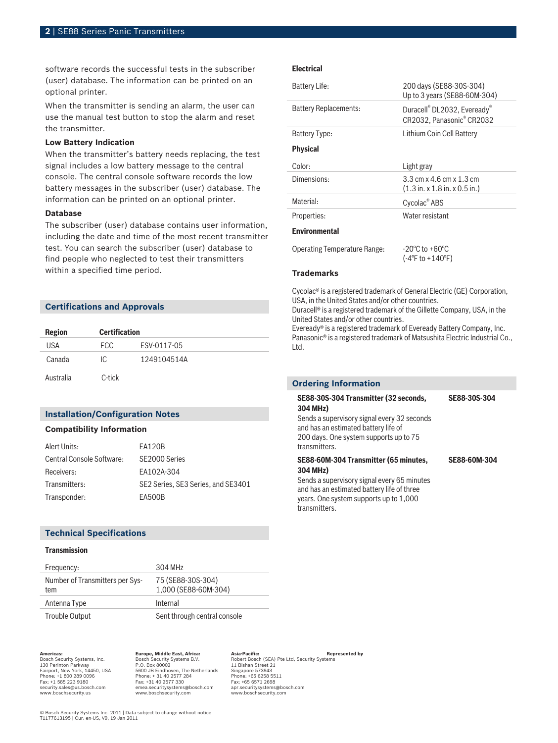software records the successful tests in the subscriber (user) database. The information can be printed on an optional printer.

When the transmitter is sending an alarm, the user can use the manual test button to stop the alarm and reset the transmitter.

### Low Battery Indication

When the transmitter's battery needs replacing, the test signal includes a low battery message to the central console. The central console software records the low battery messages in the subscriber (user) database. The information can be printed on an optional printer.

### Database

The subscriber (user) database contains user information, including the date and time of the most recent transmitter test. You can search the subscriber (user) database to find people who neglected to test their transmitters within a specified time period.

## Certifications and Approvals

| Region | Certification | |
|---|---|---|
| USA | FCC | ESV-0117-05 |
| Canada | IC | 1249104514A |
| Australia | C-tick | |

## Installation/Configuration Notes

### Compatibility Information

| | |
|---|---|
| Alert Units: | EA120B |
| Central Console Software: | SE2000 Series |
| Receivers: | EA102A-304 |
| Transmitters: | SE2 Series, SE3 Series, and SE3401 |
| Transponder: | EA500B |

## Technical Specifications

### Transmission

| | |
|---|---|
| Frequency: | 304 MHz |
| Number of Transmitters per System | 75 (SE88-30S-304)<br>1,000 (SE88-60M-304) |
| Antenna Type | Internal |
| Trouble Output | Sent through central console |

### Electrical

| | |
|---|---|
| Battery Life: | 200 days (SE88-30S-304)<br>Up to 3 years (SE88-60M-304) |
| Battery Replacements: | Duracell® DL2032, Eveready® CR2032, Panasonic® CR2032 |
| Battery Type: | Lithium Coin Cell Battery |

### Physical

| | |
|---|---|
| Color: | Light gray |
| Dimensions: | 3.3 cm x 4.6 cm x 1.3 cm<br>(1.3 in. x 1.8 in. x 0.5 in.) |
| Material: | Cycolac® ABS |
| Properties: | Water resistant |

### Environmental

| | |
|---|---|
| Operating Temperature Range: | -20°C to +60°C<br>(-4°F to +140°F) |

### Trademarks

Cycolac® is a registered trademark of General Electric (GE) Corporation, USA, in the United States and/or other countries.
Duracell® is a registered trademark of the Gillette Company, USA, in the United States and/or other countries.
Eveready® is a registered trademark of Eveready Battery Company, Inc.
Panasonic® is a registered trademark of Matsushita Electric Industrial Co., Ltd.

## Ordering Information

| | |
|---|---|
| **SE88-30S-304 Transmitter (32 seconds, 304 MHz)**<br>Sends a supervisory signal every 32 seconds and has an estimated battery life of 200 days. One system supports up to 75 transmitters. | **SE88-30S-304** |
| **SE88-60M-304 Transmitter (65 minutes, 304 MHz)**<br>Sends a supervisory signal every 65 minutes and has an estimated battery life of three years. One system supports up to 1,000 transmitters. | **SE88-60M-304** |

**Americas:**
Bosch Security Systems, Inc.
130 Perinton Parkway
Fairport, New York, 14450, USA
Phone: +1 800 289 0096
Fax: +1 585 223 9180
security.sales@us.bosch.com
www.boschsecurity.us

**Europe, Middle East, Africa:**
Bosch Security Systems B.V.
P.O. Box 80002
5600 JB Eindhoven, The Netherlands
Phone: + 31 40 2577 284
Fax: +31 40 2577 330
emea.securitysystems@bosch.com
www.boschsecurity.com

**Asia-Pacific:**
Robert Bosch (SEA) Pte Ltd, Security Systems
11 Bishan Street 21
Singapore 573943
Phone: +65 6258 5511
Fax: +65 6571 2698
apr.securitysystems@bosch.com
www.boschsecurity.com

**Represented by**

© Bosch Security Systems Inc. 2011 | Data subject to change without notice
T1177613195 | Cur: en-US, V9, 19 Jan 2011